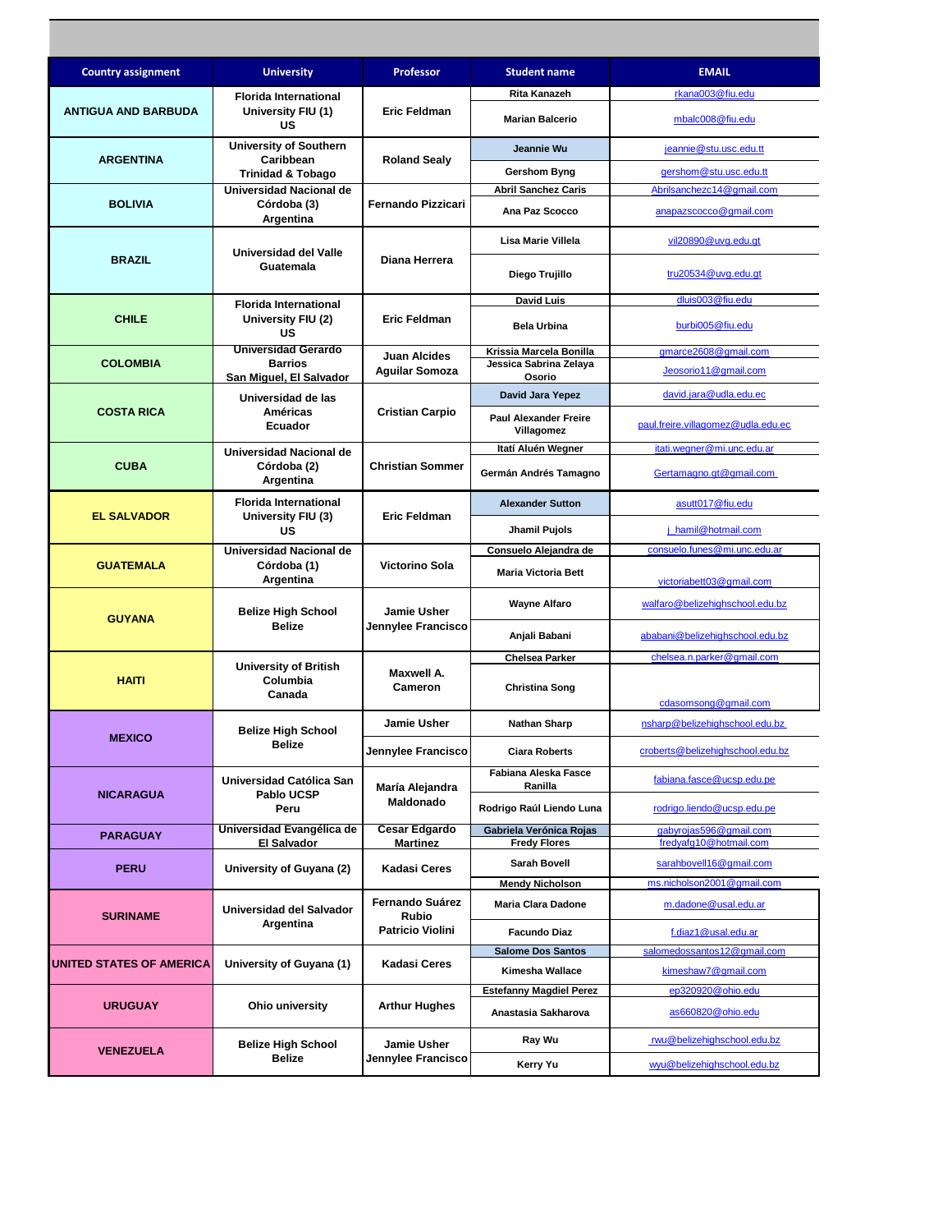| Country assignment | University | Professor | Student name | EMAIL |
|---|---|---|---|---|
| ANTIGUA AND BARBUDA | Florida International University FIU (1) US | Eric Feldman | Rita Kanazeh | rkana003@fiu.edu |
| | | | Marian Balcerio | mbalc008@fiu.edu |
| ARGENTINA | University of Southern Caribbean Trinidad & Tobago | Roland Sealy | Jeannie Wu | jeannie@stu.usc.edu.tt |
| | | | Gershom Byng | gershom@stu.usc.edu.tt |
| BOLIVIA | Universidad Nacional de Córdoba (3) Argentina | Fernando Pizzicari | Abril Sanchez Caris | Abrilsanchezc14@gmail.com |
| | | | Ana Paz Scocco | anapazscocco@gmail.com |
| BRAZIL | Universidad del Valle Guatemala | Diana Herrera | Lisa Marie Villela | vil20890@uvg.edu.gt |
| | | | Diego Trujillo | tru20534@uvg.edu.gt |
| CHILE | Florida International University FIU (2) US | Eric Feldman | David Luis | dluis003@fiu.edu |
| | | | Bela Urbina | burbi005@fiu.edu |
| COLOMBIA | Universidad Gerardo Barrios San Miguel, El Salvador | Juan Alcides Aguilar Somoza | Krissia Marcela Bonilla | gmarce2608@gmail.com |
| | | | Jessica Sabrina Zelaya Osorio | Jeosorio11@gmail.com |
| COSTA RICA | Universidad de las Américas Ecuador | Cristian Carpio | David Jara Yepez | david.jara@udla.edu.ec |
| | | | Paul Alexander Freire Villagomez | paul.freire.villagomez@udla.edu.ec |
| CUBA | Universidad Nacional de Córdoba (2) Argentina | Christian Sommer | Itatí Aluén Wegner | itati.wegner@mi.unc.edu.ar |
| | | | Germán Andrés Tamagno | Gertamagno.gt@gmail.com |
| EL SALVADOR | Florida International University FIU (3) US | Eric Feldman | Alexander Sutton | asutt017@fiu.edu |
| | | | Jhamil Pujols | j_hamil@hotmail.com |
| GUATEMALA | Universidad Nacional de Córdoba (1) Argentina | Victorino Sola | Consuelo Alejandra de | consuelo.funes@mi.unc.edu.ar |
| | | | Maria Victoria Bett | victoriabett03@gmail.com |
| GUYANA | Belize High School Belize | Jamie Usher Jennylee Francisco | Wayne Alfaro | walfaro@belizehighschool.edu.bz |
| | | | Anjali Babani | ababani@belizehighschool.edu.bz |
| HAITI | University of British Columbia Canada | Maxwell A. Cameron | Chelsea Parker | chelsea.n.parker@gmail.com |
| | | | Christina Song | cdasomsong@gmail.com |
| MEXICO | Belize High School Belize | Jamie Usher | Nathan Sharp | nsharp@belizehighschool.edu.bz |
| | | Jennylee Francisco | Ciara Roberts | croberts@belizehighschool.edu.bz |
| NICARAGUA | Universidad Católica San Pablo UCSP Peru | María Alejandra Maldonado | Fabiana Aleska Fasce Ranilla | fabiana.fasce@ucsp.edu.pe |
| | | | Rodrigo Raúl Liendo Luna | rodrigo.liendo@ucsp.edu.pe |
| PARAGUAY | Universidad Evangélica de El Salvador | Cesar Edgardo Martinez | Gabriela Verónica Rojas | gabyrojas596@gmail.com |
| | | | Fredy Flores | fredyafg10@hotmail.com |
| PERU | University of Guyana (2) | Kadasi Ceres | Sarah Bovell | sarahbovell16@gmail.com |
| | | | Mendy Nicholson | ms.nicholson2001@gmail.com |
| SURINAME | Universidad del Salvador Argentina | Fernando Suárez Rubio Patricio Violini | Maria Clara Dadone | m.dadone@usal.edu.ar |
| | | | Facundo Diaz | f.diaz1@usal.edu.ar |
| UNITED STATES OF AMERICA | University of Guyana (1) | Kadasi Ceres | Salome Dos Santos | salomedossantos12@gmail.com |
| | | | Kimesha Wallace | kimeshaw7@gmail.com |
| URUGUAY | Ohio university | Arthur Hughes | Estefanny Magdiel Perez | ep320920@ohio.edu |
| | | | Anastasia Sakharova | as660820@ohio.edu |
| VENEZUELA | Belize High School Belize | Jamie Usher Jennylee Francisco | Ray Wu | rwu@belizehighschool.edu.bz |
| | | | Kerry Yu | wyu@belizehighschool.edu.bz |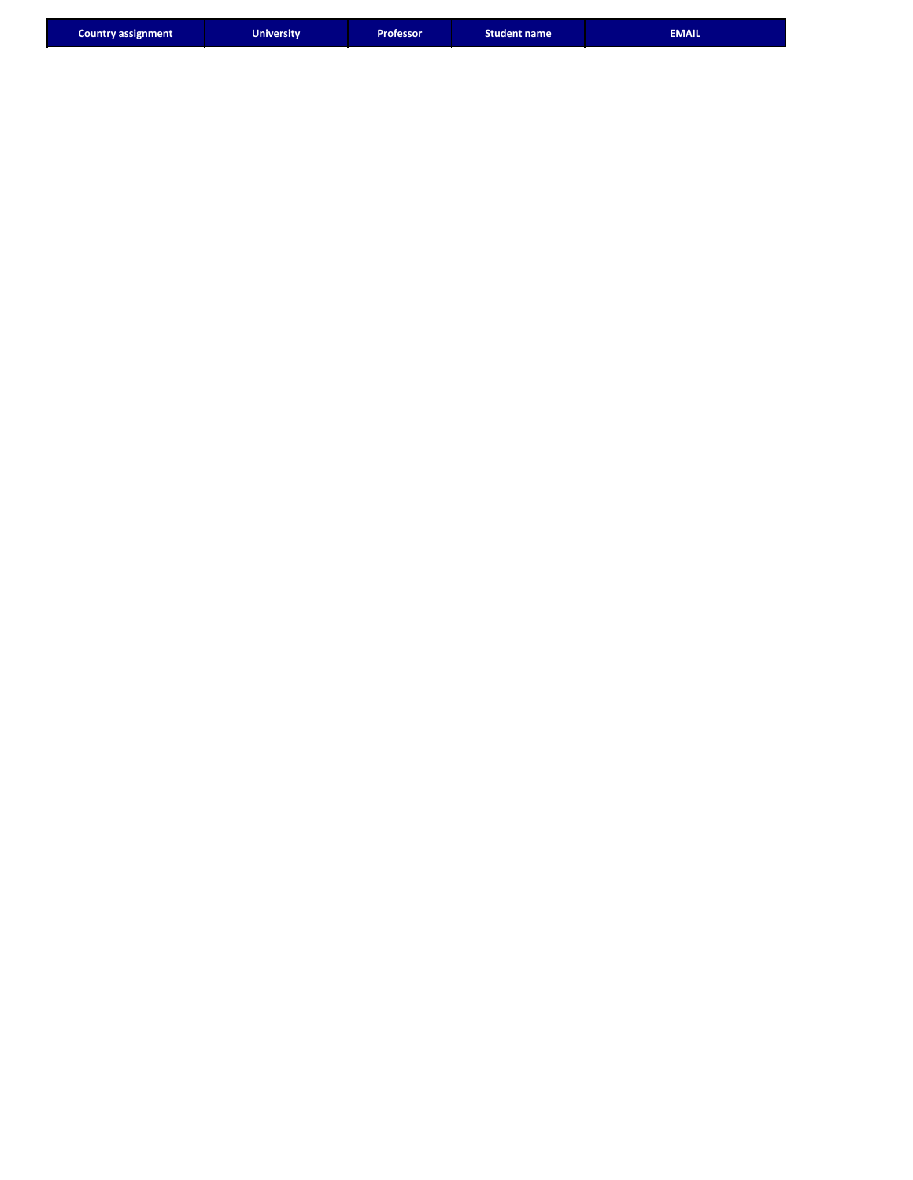| Country assignment | University | Professor | Student name | EMAIL |
| --- | --- | --- | --- | --- |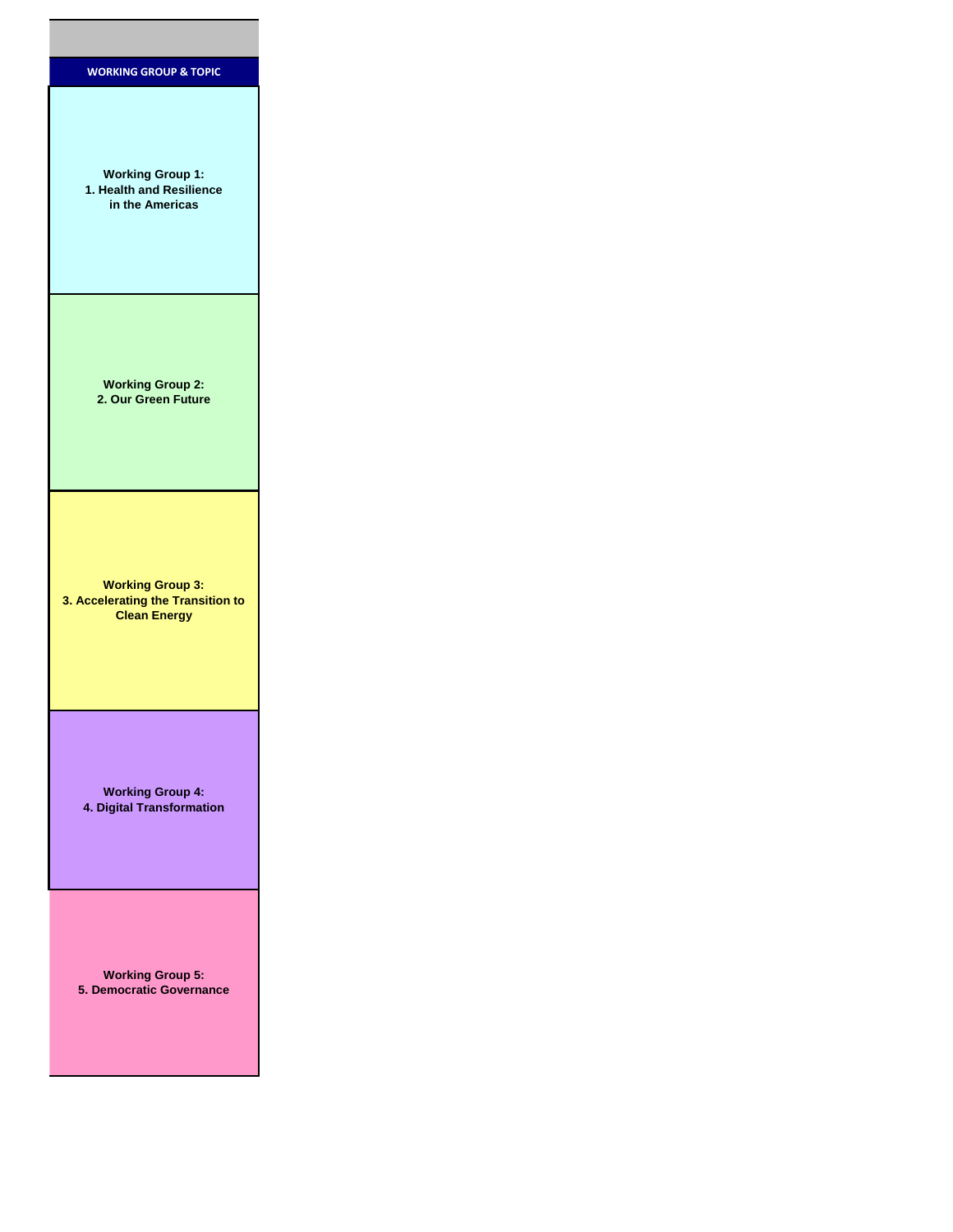| WORKING GROUP & TOPIC |
|---|
| **Working Group 1:** **1. Health and Resilience in the Americas** |
| **Working Group 2:** **2. Our Green Future** |
| **Working Group 3:** **3. Accelerating the Transition to Clean Energy** |
| **Working Group 4:** **4. Digital Transformation** |
| **Working Group 5:** **5. Democratic Governance** |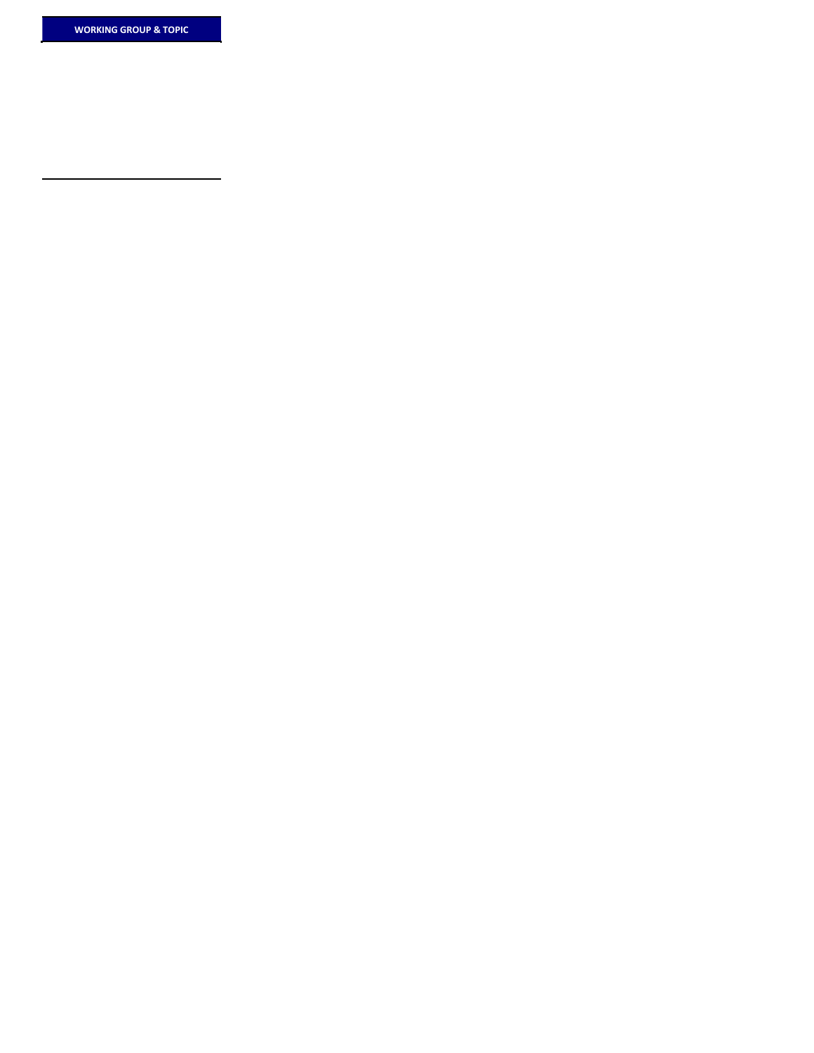**WORKING GROUP & TOPIC**